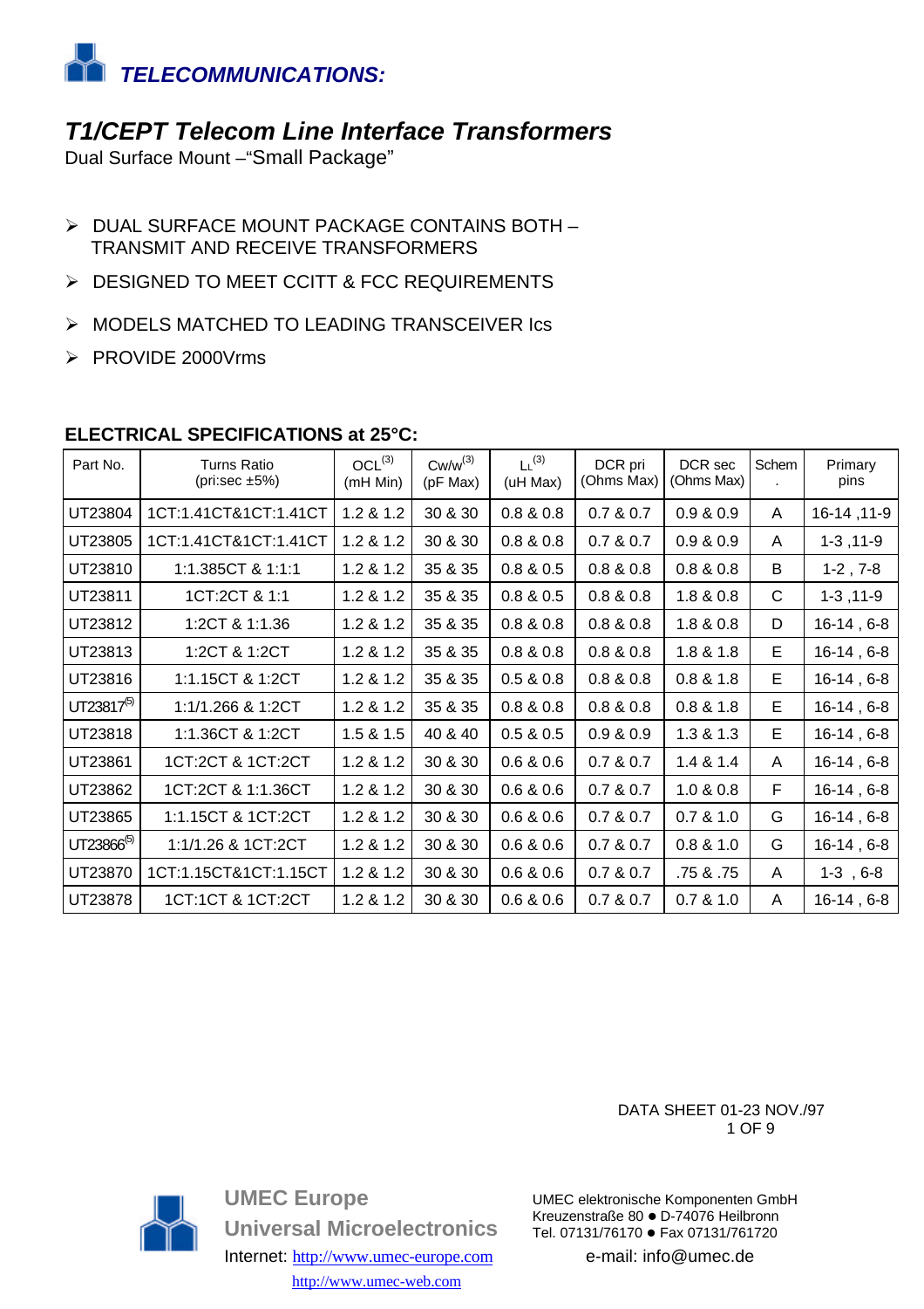## *TELECOMMUNICATIONS:*

# *T1/CEPT Telecom Line Interface Transformers*

Dual Surface Mount –"Small Package"

- DUAL SURFACE MOUNT PACKAGE CONTAINS BOTH – TRANSMIT AND RECEIVE TRANSFORMERS
- DESIGNED TO MEET CCITT & FCC REQUIREMENTS
- MODELS MATCHED TO LEADING TRANSCEIVER Ics
- PROVIDE 2000Vrms

### ELECTRICAL SPECIFICATIONS at 25°C:

| Part No. | Turns Ratio (pri:sec ±5%) | OCL[3] (mH Min) | Cw/w[3] (pF Max) | $L_L$[3] (uH Max) | DCR pri (Ohms Max) | DCR sec (Ohms Max) | Schem. | Primary pins |
|---|---|---|---|---|---|---|---|---|
| UT23804 | 1CT:1.41CT&1CT:1.41CT | 1.2 & 1.2 | 30 & 30 | 0.8 & 0.8 | 0.7 & 0.7 | 0.9 & 0.9 | A | 16-14 ,11-9 |
| UT23805 | 1CT:1.41CT&1CT:1.41CT | 1.2 & 1.2 | 30 & 30 | 0.8 & 0.8 | 0.7 & 0.7 | 0.9 & 0.9 | A | 1-3 ,11-9 |
| UT23810 | 1:1.385CT & 1:1:1 | 1.2 & 1.2 | 35 & 35 | 0.8 & 0.5 | 0.8 & 0.8 | 0.8 & 0.8 | B | 1-2 , 7-8 |
| UT23811 | 1CT:2CT & 1:1 | 1.2 & 1.2 | 35 & 35 | 0.8 & 0.5 | 0.8 & 0.8 | 1.8 & 0.8 | C | 1-3 ,11-9 |
| UT23812 | 1:2CT & 1:1.36 | 1.2 & 1.2 | 35 & 35 | 0.8 & 0.8 | 0.8 & 0.8 | 1.8 & 0.8 | D | 16-14 , 6-8 |
| UT23813 | 1:2CT & 1:2CT | 1.2 & 1.2 | 35 & 35 | 0.8 & 0.8 | 0.8 & 0.8 | 1.8 & 1.8 | E | 16-14 , 6-8 |
| UT23816 | 1:1.15CT & 1:2CT | 1.2 & 1.2 | 35 & 35 | 0.5 & 0.8 | 0.8 & 0.8 | 0.8 & 1.8 | E | 16-14 , 6-8 |
| UT23817[5] | 1:1/1.266 & 1:2CT | 1.2 & 1.2 | 35 & 35 | 0.8 & 0.8 | 0.8 & 0.8 | 0.8 & 1.8 | E | 16-14 , 6-8 |
| UT23818 | 1:1.36CT & 1:2CT | 1.5 & 1.5 | 40 & 40 | 0.5 & 0.5 | 0.9 & 0.9 | 1.3 & 1.3 | E | 16-14 , 6-8 |
| UT23861 | 1CT:2CT & 1CT:2CT | 1.2 & 1.2 | 30 & 30 | 0.6 & 0.6 | 0.7 & 0.7 | 1.4 & 1.4 | A | 16-14 , 6-8 |
| UT23862 | 1CT:2CT & 1:1.36CT | 1.2 & 1.2 | 30 & 30 | 0.6 & 0.6 | 0.7 & 0.7 | 1.0 & 0.8 | F | 16-14 , 6-8 |
| UT23865 | 1:1.15CT & 1CT:2CT | 1.2 & 1.2 | 30 & 30 | 0.6 & 0.6 | 0.7 & 0.7 | 0.7 & 1.0 | G | 16-14 , 6-8 |
| UT23866[5] | 1:1/1.26 & 1CT:2CT | 1.2 & 1.2 | 30 & 30 | 0.6 & 0.6 | 0.7 & 0.7 | 0.8 & 1.0 | G | 16-14 , 6-8 |
| UT23870 | 1CT:1.15CT&1CT:1.15CT | 1.2 & 1.2 | 30 & 30 | 0.6 & 0.6 | 0.7 & 0.7 | .75 & .75 | A | 1-3 , 6-8 |
| UT23878 | 1CT:1CT & 1CT:2CT | 1.2 & 1.2 | 30 & 30 | 0.6 & 0.6 | 0.7 & 0.7 | 0.7 & 1.0 | A | 16-14 , 6-8 |

DATA SHEET 01-23 NOV./97

**UMEC Europe**
**Universal Microelectronics**
Internet: http://www.umec-europe.com
http://www.umec-web.com

UMEC elektronische Komponenten GmbH
Kreuzenstraße 80 ● D-74076 Heilbronn
Tel. 07131/76170 ● Fax 07131/761720
e-mail: info@umec.de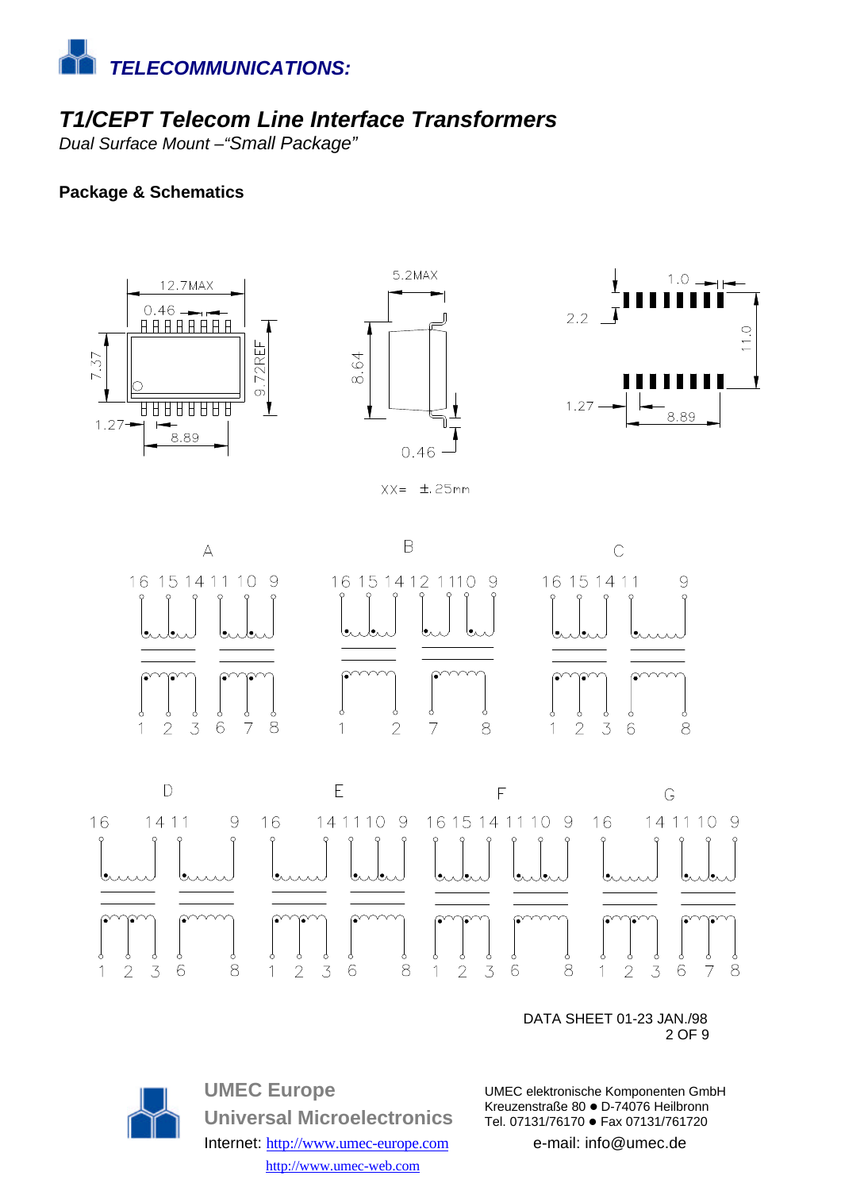## TELECOMMUNICATIONS:

# T1/CEPT Telecom Line Interface Transformers

*Dual Surface Mount –"Small Package"*

**Package & Schematics**

12.7MAX

0.46

7.37

9.72REF

1.27

8.89

5.2MAX

8.64

0.46

1.0

2.2

11.0

1.27

8.89

XX= ±.25mm

A

16 15 14 11 10 9

1 2 3 6 7 8

B

16 15 14 12 11 10 9

1 2 7 8

C

16 15 14 11 9

1 2 3 6 8

D

16 14 11 9

1 2 3 6 8

E

16 14 11 10 9

1 2 3 6 8

F

16 15 14 11 10 9

1 2 3 6 8

G

16 14 11 10 9

1 2 3 6 7 8

DATA SHEET 01-23 JAN./98

**UMEC Europe**
**Universal Microelectronics**
Internet: http://www.umec-europe.com
http://www.umec-web.com

UMEC elektronische Komponenten GmbH
Kreuzenstraße 80 ● D-74076 Heilbronn
Tel. 07131/76170 ● Fax 07131/761720
e-mail: info@umec.de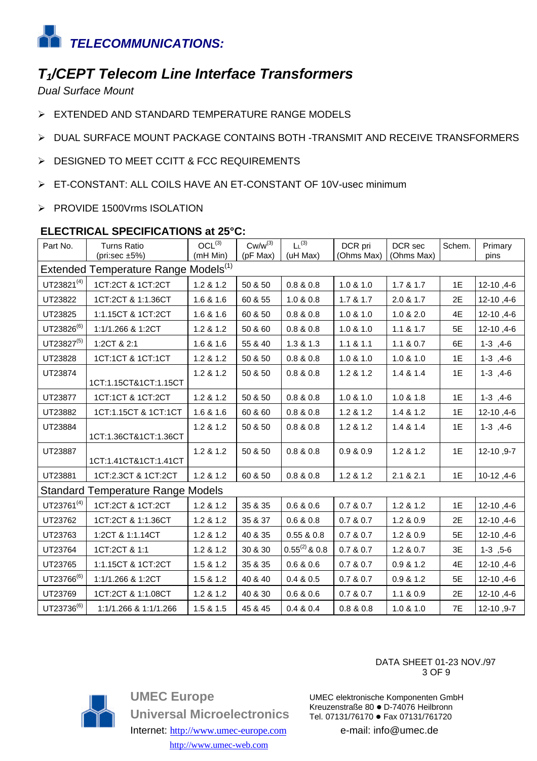# TELECOMMUNICATIONS:

## $T_1$/CEPT Telecom Line Interface Transformers

*Dual Surface Mount*

- EXTENDED AND STANDARD TEMPERATURE RANGE MODELS
- DUAL SURFACE MOUNT PACKAGE CONTAINS BOTH -TRANSMIT AND RECEIVE TRANSFORMERS
- DESIGNED TO MEET CCITT & FCC REQUIREMENTS
- ET-CONSTANT: ALL COILS HAVE AN ET-CONSTANT OF 10V-usec minimum
- PROVIDE 1500Vrms ISOLATION

### ELECTRICAL SPECIFICATIONS at 25°C:

| Part No. | Turns Ratio (pri:sec ±5%) | OCL[3] (mH Min) | Cw/w[3] (pF Max) | $L_L$[3] (uH Max) | DCR pri (Ohms Max) | DCR sec (Ohms Max) | Schem. | Primary pins |
|---|---|---|---|---|---|---|---|---|
| Extended Temperature Range Models[1] | | | | | | | | |
| UT23821[4] | 1CT:2CT & 1CT:2CT | 1.2 & 1.2 | 50 & 50 | 0.8 & 0.8 | 1.0 & 1.0 | 1.7 & 1.7 | 1E | 12-10 ,4-6 |
| UT23822 | 1CT:2CT & 1:1.36CT | 1.6 & 1.6 | 60 & 55 | 1.0 & 0.8 | 1.7 & 1.7 | 2.0 & 1.7 | 2E | 12-10 ,4-6 |
| UT23825 | 1:1.15CT & 1CT:2CT | 1.6 & 1.6 | 60 & 50 | 0.8 & 0.8 | 1.0 & 1.0 | 1.0 & 2.0 | 4E | 12-10 ,4-6 |
| UT23826[6] | 1:1/1.266 & 1:2CT | 1.2 & 1.2 | 50 & 60 | 0.8 & 0.8 | 1.0 & 1.0 | 1.1 & 1.7 | 5E | 12-10 ,4-6 |
| UT23827[5] | 1:2CT & 2:1 | 1.6 & 1.6 | 55 & 40 | 1.3 & 1.3 | 1.1 & 1.1 | 1.1 & 0.7 | 6E | 1-3 ,4-6 |
| UT23828 | 1CT:1CT & 1CT:1CT | 1.2 & 1.2 | 50 & 50 | 0.8 & 0.8 | 1.0 & 1.0 | 1.0 & 1.0 | 1E | 1-3 ,4-6 |
| UT23874 | 1CT:1.15CT&1CT:1.15CT | 1.2 & 1.2 | 50 & 50 | 0.8 & 0.8 | 1.2 & 1.2 | 1.4 & 1.4 | 1E | 1-3 ,4-6 |
| UT23877 | 1CT:1CT & 1CT:2CT | 1.2 & 1.2 | 50 & 50 | 0.8 & 0.8 | 1.0 & 1.0 | 1.0 & 1.8 | 1E | 1-3 ,4-6 |
| UT23882 | 1CT:1.15CT & 1CT:1CT | 1.6 & 1.6 | 60 & 60 | 0.8 & 0.8 | 1.2 & 1.2 | 1.4 & 1.2 | 1E | 12-10 ,4-6 |
| UT23884 | 1CT:1.36CT&1CT:1.36CT | 1.2 & 1.2 | 50 & 50 | 0.8 & 0.8 | 1.2 & 1.2 | 1.4 & 1.4 | 1E | 1-3 ,4-6 |
| UT23887 | 1CT:1.41CT&1CT:1.41CT | 1.2 & 1.2 | 50 & 50 | 0.8 & 0.8 | 0.9 & 0.9 | 1.2 & 1.2 | 1E | 12-10 ,9-7 |
| UT23881 | 1CT:2.3CT & 1CT:2CT | 1.2 & 1.2 | 60 & 50 | 0.8 & 0.8 | 1.2 & 1.2 | 2.1 & 2.1 | 1E | 10-12 ,4-6 |
| Standard Temperature Range Models | | | | | | | | |
| UT23761[4] | 1CT:2CT & 1CT:2CT | 1.2 & 1.2 | 35 & 35 | 0.6 & 0.6 | 0.7 & 0.7 | 1.2 & 1.2 | 1E | 12-10 ,4-6 |
| UT23762 | 1CT:2CT & 1:1.36CT | 1.2 & 1.2 | 35 & 37 | 0.6 & 0.8 | 0.7 & 0.7 | 1.2 & 0.9 | 2E | 12-10 ,4-6 |
| UT23763 | 1:2CT & 1:1.14CT | 1.2 & 1.2 | 40 & 35 | 0.55 & 0.8 | 0.7 & 0.7 | 1.2 & 0.9 | 5E | 12-10 ,4-6 |
| UT23764 | 1CT:2CT & 1:1 | 1.2 & 1.2 | 30 & 30 | 0.55[2] & 0.8 | 0.7 & 0.7 | 1.2 & 0.7 | 3E | 1-3 ,5-6 |
| UT23765 | 1:1.15CT & 1CT:2CT | 1.5 & 1.2 | 35 & 35 | 0.6 & 0.6 | 0.7 & 0.7 | 0.9 & 1.2 | 4E | 12-10 ,4-6 |
| UT23766[6] | 1:1/1.266 & 1:2CT | 1.5 & 1.2 | 40 & 40 | 0.4 & 0.5 | 0.7 & 0.7 | 0.9 & 1.2 | 5E | 12-10 ,4-6 |
| UT23769 | 1CT:2CT & 1:1.08CT | 1.2 & 1.2 | 40 & 30 | 0.6 & 0.6 | 0.7 & 0.7 | 1.1 & 0.9 | 2E | 12-10 ,4-6 |
| UT23736[6] | 1:1/1.266 & 1:1/1.266 | 1.5 & 1.5 | 45 & 45 | 0.4 & 0.4 | 0.8 & 0.8 | 1.0 & 1.0 | 7E | 12-10 ,9-7 |

DATA SHEET 01-23 NOV./97

**UMEC Europe**
**Universal Microelectronics**
Internet: http://www.umec-europe.com
http://www.umec-web.com

UMEC elektronische Komponenten GmbH
Kreuzenstraße 80 ● D-74076 Heilbronn
Tel. 07131/76170 ● Fax 07131/761720
e-mail: info@umec.de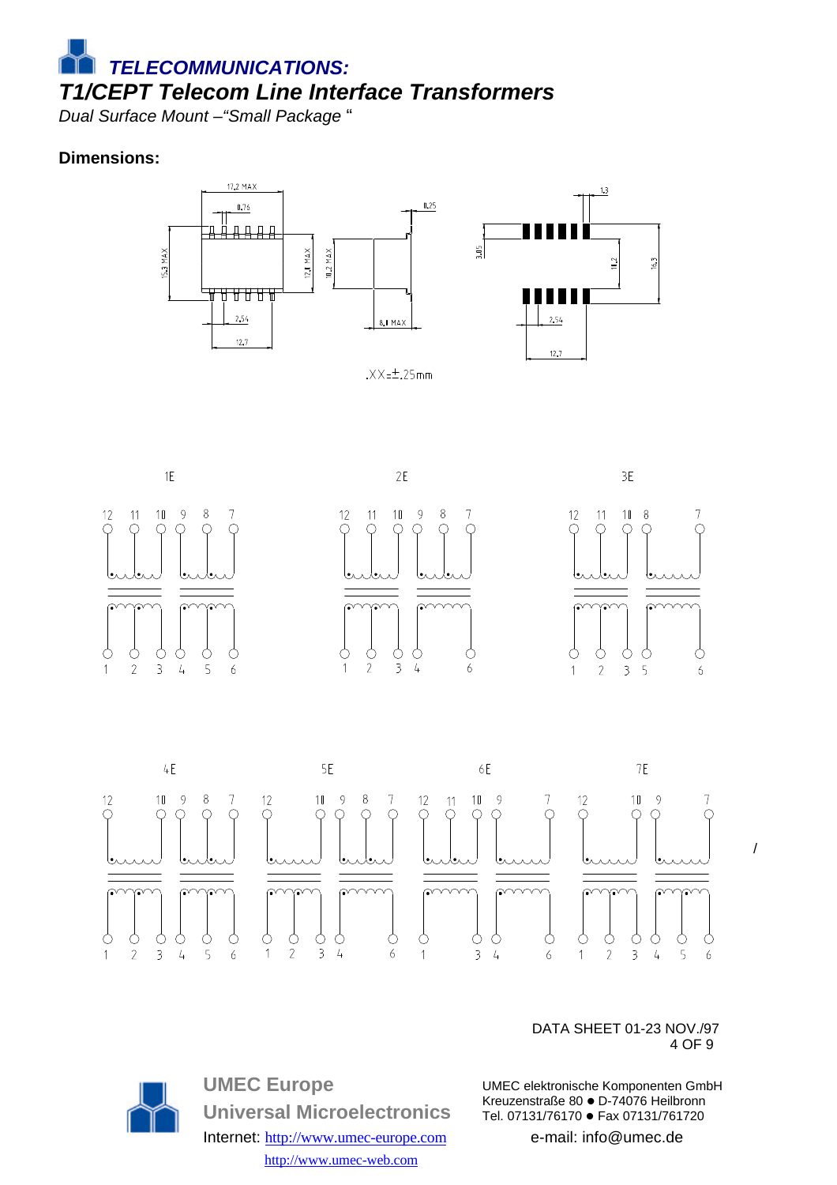# *TELECOMMUNICATIONS:*

## *T1/CEPT Telecom Line Interface Transformers*

*Dual Surface Mount –"Small Package "*

**Dimensions:**

.XX=±.25mm

1E

2E

3E

4E

5E

6E

7E

DATA SHEET 01-23 NOV./97

**UMEC Europe**
**Universal Microelectronics**
Internet: http://www.umec-europe.com
http://www.umec-web.com

UMEC elektronische Komponenten GmbH
Kreuzenstraße 80 ● D-74076 Heilbronn
Tel. 07131/76170 ● Fax 07131/761720
e-mail: info@umec.de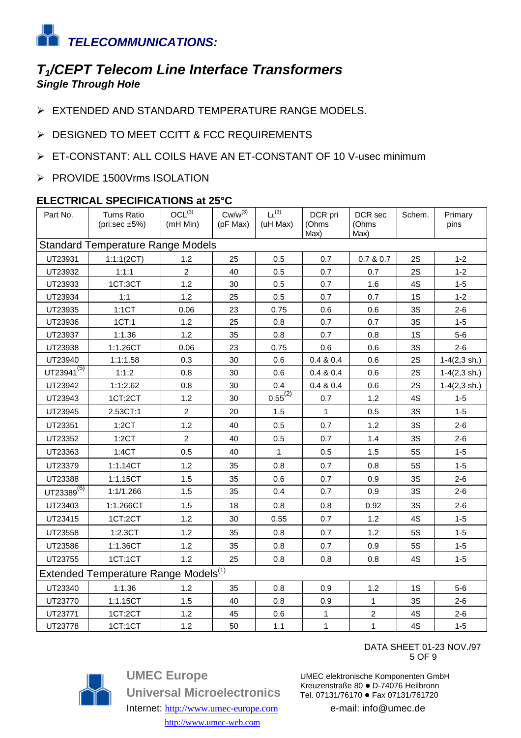## *TELECOMMUNICATIONS:*

# *$T_1$/CEPT Telecom Line Interface Transformers*

***Single Through Hole***

- EXTENDED AND STANDARD TEMPERATURE RANGE MODELS.
- DESIGNED TO MEET CCITT & FCC REQUIREMENTS
- ET-CONSTANT: ALL COILS HAVE AN ET-CONSTANT OF 10 V-usec minimum
- PROVIDE 1500Vrms ISOLATION

### ELECTRICAL SPECIFICATIONS at 25°C

| Part No. | Turns Ratio (pri:sec ±5%) | OCL[3] (mH Min) | Cw/w[3] (pF Max) | $L_L$[3] (uH Max) | DCR pri (Ohms Max) | DCR sec (Ohms Max) | Schem. | Primary pins |
|---|---|---|---|---|---|---|---|---|
| Standard Temperature Range Models | | | | | | | | |
| UT23931 | 1:1:1(2CT) | 1.2 | 25 | 0.5 | 0.7 | 0.7 & 0.7 | 2S | 1-2 |
| UT23932 | 1:1:1 | 2 | 40 | 0.5 | 0.7 | 0.7 | 2S | 1-2 |
| UT23933 | 1CT:3CT | 1.2 | 30 | 0.5 | 0.7 | 1.6 | 4S | 1-5 |
| UT23934 | 1:1 | 1.2 | 25 | 0.5 | 0.7 | 0.7 | 1S | 1-2 |
| UT23935 | 1:1CT | 0.06 | 23 | 0.75 | 0.6 | 0.6 | 3S | 2-6 |
| UT23936 | 1CT:1 | 1.2 | 25 | 0.8 | 0.7 | 0.7 | 3S | 1-5 |
| UT23937 | 1:1.36 | 1.2 | 35 | 0.8 | 0.7 | 0.8 | 1S | 5-6 |
| UT23938 | 1:1.26CT | 0.06 | 23 | 0.75 | 0.6 | 0.6 | 3S | 2-6 |
| UT23940 | 1:1:1.58 | 0.3 | 30 | 0.6 | 0.4 & 0.4 | 0.6 | 2S | 1-4(2,3 sh.) |
| UT23941[5] | 1:1:2 | 0.8 | 30 | 0.6 | 0.4 & 0.4 | 0.6 | 2S | 1-4(2,3 sh.) |
| UT23942 | 1:1:2.62 | 0.8 | 30 | 0.4 | 0.4 & 0.4 | 0.6 | 2S | 1-4(2,3 sh.) |
| UT23943 | 1CT:2CT | 1.2 | 30 | 0.55[2] | 0.7 | 1.2 | 4S | 1-5 |
| UT23945 | 2.53CT:1 | 2 | 20 | 1.5 | 1 | 0.5 | 3S | 1-5 |
| UT23351 | 1:2CT | 1.2 | 40 | 0.5 | 0.7 | 1.2 | 3S | 2-6 |
| UT23352 | 1:2CT | 2 | 40 | 0.5 | 0.7 | 1.4 | 3S | 2-6 |
| UT23363 | 1:4CT | 0.5 | 40 | 1 | 0.5 | 1.5 | 5S | 1-5 |
| UT23379 | 1:1.14CT | 1.2 | 35 | 0.8 | 0.7 | 0.8 | 5S | 1-5 |
| UT23388 | 1:1.15CT | 1.5 | 35 | 0.6 | 0.7 | 0.9 | 3S | 2-6 |
| UT23389[6] | 1:1/1.266 | 1.5 | 35 | 0.4 | 0.7 | 0.9 | 3S | 2-6 |
| UT23403 | 1:1.266CT | 1.5 | 18 | 0.8 | 0.8 | 0.92 | 3S | 2-6 |
| UT23415 | 1CT:2CT | 1.2 | 30 | 0.55 | 0.7 | 1.2 | 4S | 1-5 |
| UT23558 | 1:2.3CT | 1.2 | 35 | 0.8 | 0.7 | 1.2 | 5S | 1-5 |
| UT23586 | 1:1.36CT | 1.2 | 35 | 0.8 | 0.7 | 0.9 | 5S | 1-5 |
| UT23755 | 1CT:1CT | 1.2 | 25 | 0.8 | 0.8 | 0.8 | 4S | 1-5 |
| Extended Temperature Range Models[1] | | | | | | | | |
| UT23340 | 1:1.36 | 1.2 | 35 | 0.8 | 0.9 | 1.2 | 1S | 5-6 |
| UT23770 | 1:1.15CT | 1.5 | 40 | 0.8 | 0.9 | 1 | 3S | 2-6 |
| UT23771 | 1CT:2CT | 1.2 | 45 | 0.6 | 1 | 2 | 4S | 2-6 |
| UT23778 | 1CT:1CT | 1.2 | 50 | 1.1 | 1 | 1 | 4S | 1-5 |

DATA SHEET 01-23 NOV./97

**UMEC Europe**
**Universal Microelectronics**
Internet: http://www.umec-europe.com
http://www.umec-web.com

UMEC elektronische Komponenten GmbH
Kreuzenstraße 80 ● D-74076 Heilbronn
Tel. 07131/76170 ● Fax 07131/761720
e-mail: info@umec.de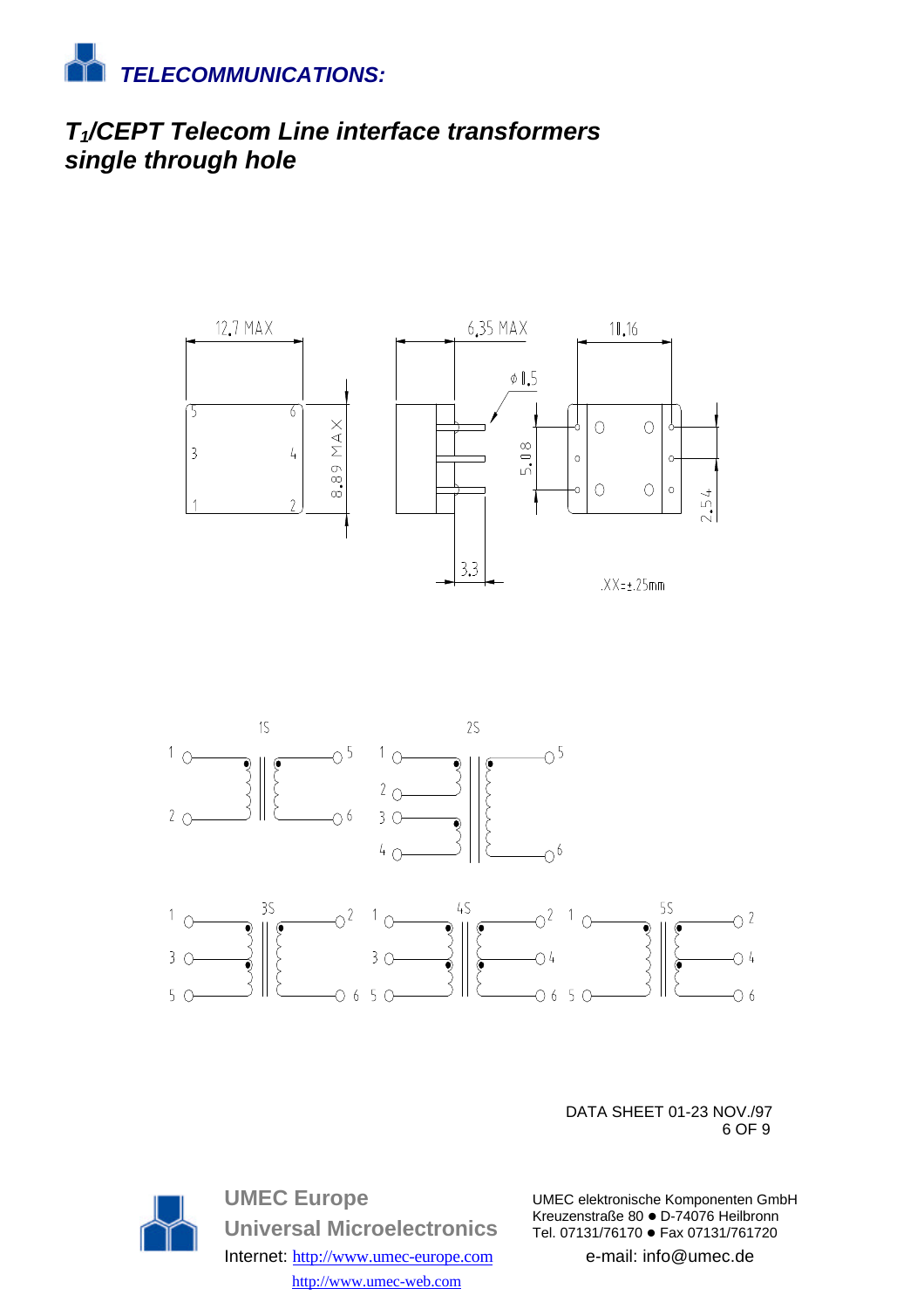# TELECOMMUNICATIONS:

## $T_1$/CEPT Telecom Line interface transformers single through hole

12.7 MAX

6.35 MAX

10.16

φ 0.5

5.08

8.89 MAX

2.54

3.3

.XX=±.25mm

1S

2S

3S

4S

5S

DATA SHEET 01-23 NOV./97

**UMEC Europe**
**Universal Microelectronics**
Internet: http://www.umec-europe.com
http://www.umec-web.com

UMEC elektronische Komponenten GmbH
Kreuzenstraße 80 ● D-74076 Heilbronn
Tel. 07131/76170 ● Fax 07131/761720
e-mail: info@umec.de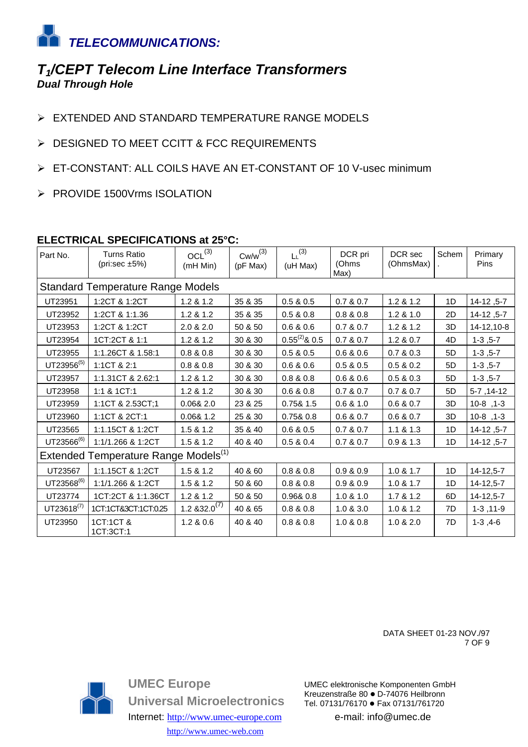## TELECOMMUNICATIONS:

# $T_1$/CEPT Telecom Line Interface Transformers

**Dual Through Hole**

- EXTENDED AND STANDARD TEMPERATURE RANGE MODELS
- DESIGNED TO MEET CCITT & FCC REQUIREMENTS
- ET-CONSTANT: ALL COILS HAVE AN ET-CONSTANT OF 10 V-usec minimum
- PROVIDE 1500Vrms ISOLATION

### ELECTRICAL SPECIFICATIONS at 25°C:

| Part No. | Turns Ratio (pri:sec ±5%) | OCL[3] (mH Min) | Cw/w[3] (pF Max) | $L_L$[3] (uH Max) | DCR pri (Ohms Max) | DCR sec (OhmsMax) | Schem. | Primary Pins |
|---|---|---|---|---|---|---|---|---|
| Standard Temperature Range Models | | | | | | | | |
| UT23951 | 1:2CT & 1:2CT | 1.2 & 1.2 | 35 & 35 | 0.5 & 0.5 | 0.7 & 0.7 | 1.2 & 1.2 | 1D | 14-12 ,5-7 |
| UT23952 | 1:2CT & 1:1.36 | 1.2 & 1.2 | 35 & 35 | 0.5 & 0.8 | 0.8 & 0.8 | 1.2 & 1.0 | 2D | 14-12 ,5-7 |
| UT23953 | 1:2CT & 1:2CT | 2.0 & 2.0 | 50 & 50 | 0.6 & 0.6 | 0.7 & 0.7 | 1.2 & 1.2 | 3D | 14-12,10-8 |
| UT23954 | 1CT:2CT & 1:1 | 1.2 & 1.2 | 30 & 30 | 0.55[2]& 0.5 | 0.7 & 0.7 | 1.2 & 0.7 | 4D | 1-3 ,5-7 |
| UT23955 | 1:1.26CT & 1.58:1 | 0.8 & 0.8 | 30 & 30 | 0.5 & 0.5 | 0.6 & 0.6 | 0.7 & 0.3 | 5D | 1-3 ,5-7 |
| UT23956[5] | 1:1CT & 2:1 | 0.8 & 0.8 | 30 & 30 | 0.6 & 0.6 | 0.5 & 0.5 | 0.5 & 0.2 | 5D | 1-3 ,5-7 |
| UT23957 | 1:1.31CT & 2.62:1 | 1.2 & 1.2 | 30 & 30 | 0.8 & 0.8 | 0.6 & 0.6 | 0.5 & 0.3 | 5D | 1-3 ,5-7 |
| UT23958 | 1:1 & 1CT:1 | 1.2 & 1.2 | 30 & 30 | 0.6 & 0.8 | 0.7 & 0.7 | 0.7 & 0.7 | 5D | 5-7 ,14-12 |
| UT23959 | 1:1CT & 2.53CT;1 | 0.06& 2.0 | 23 & 25 | 0.75& 1.5 | 0.6 & 1.0 | 0.6 & 0.7 | 3D | 10-8 ,1-3 |
| UT23960 | 1:1CT & 2CT:1 | 0.06& 1.2 | 25 & 30 | 0.75& 0.8 | 0.6 & 0.7 | 0.6 & 0.7 | 3D | 10-8 ,1-3 |
| UT23565 | 1:1.15CT & 1:2CT | 1.5 & 1.2 | 35 & 40 | 0.6 & 0.5 | 0.7 & 0.7 | 1.1 & 1.3 | 1D | 14-12 ,5-7 |
| UT23566[6] | 1:1/1.266 & 1:2CT | 1.5 & 1.2 | 40 & 40 | 0.5 & 0.4 | 0.7 & 0.7 | 0.9 & 1.3 | 1D | 14-12 ,5-7 |
| Extended Temperature Range Models[1] | | | | | | | | |
| UT23567 | 1:1.15CT & 1:2CT | 1.5 & 1.2 | 40 & 60 | 0.8 & 0.8 | 0.9 & 0.9 | 1.0 & 1.7 | 1D | 14-12,5-7 |
| UT23568[6] | 1:1/1.266 & 1:2CT | 1.5 & 1.2 | 50 & 60 | 0.8 & 0.8 | 0.9 & 0.9 | 1.0 & 1.7 | 1D | 14-12,5-7 |
| UT23774 | 1CT:2CT & 1:1.36CT | 1.2 & 1.2 | 50 & 50 | 0.96& 0.8 | 1.0 & 1.0 | 1.7 & 1.2 | 6D | 14-12,5-7 |
| UT23618[7] | 1CT:1CT&3CT:1CT:0.25 | 1.2 &32.0[7] | 40 & 65 | 0.8 & 0.8 | 1.0 & 3.0 | 1.0 & 1.2 | 7D | 1-3 ,11-9 |
| UT23950 | 1CT:1CT & 1CT:3CT:1 | 1.2 & 0.6 | 40 & 40 | 0.8 & 0.8 | 1.0 & 0.8 | 1.0 & 2.0 | 7D | 1-3 ,4-6 |

DATA SHEET 01-23 NOV./97

**UMEC Europe**
**Universal Microelectronics**
Internet: http://www.umec-europe.com
http://www.umec-web.com

UMEC elektronische Komponenten GmbH
Kreuzenstraße 80 ● D-74076 Heilbronn
Tel. 07131/76170 ● Fax 07131/761720
e-mail: info@umec.de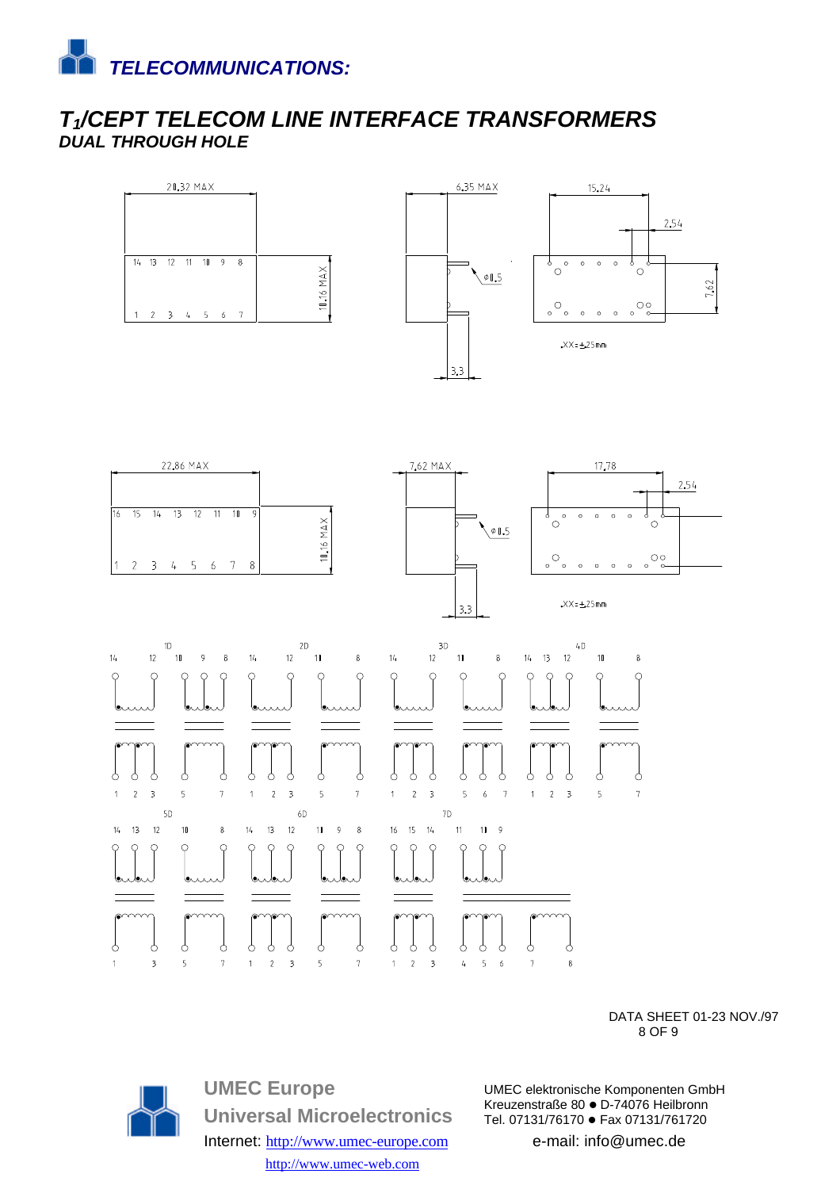# *TELECOMMUNICATIONS:*

## *$T_1$/CEPT TELECOM LINE INTERFACE TRANSFORMERS*

### *DUAL THROUGH HOLE*

20.32 MAX

14 13 12 11 10 9 8

1 2 3 4 5 6 7

10.16 MAX

6.35 MAX

φ0.5

3.3

15.24

2.54

7.62

.XX=±.25mm

22.86 MAX

16 15 14 13 12 11 10 9

1 2 3 4 5 6 7 8

10.16 MAX

7.62 MAX

φ0.5

3.3

17.78

2.54

.XX=±.25mm

1D 2D 3D 4D

5D 6D 7D

DATA SHEET 01-23 NOV./97

**UMEC Europe**
**Universal Microelectronics**
Internet: http://www.umec-europe.com
http://www.umec-web.com

UMEC elektronische Komponenten GmbH
Kreuzenstraße 80 ● D-74076 Heilbronn
Tel. 07131/76170 ● Fax 07131/761720
e-mail: info@umec.de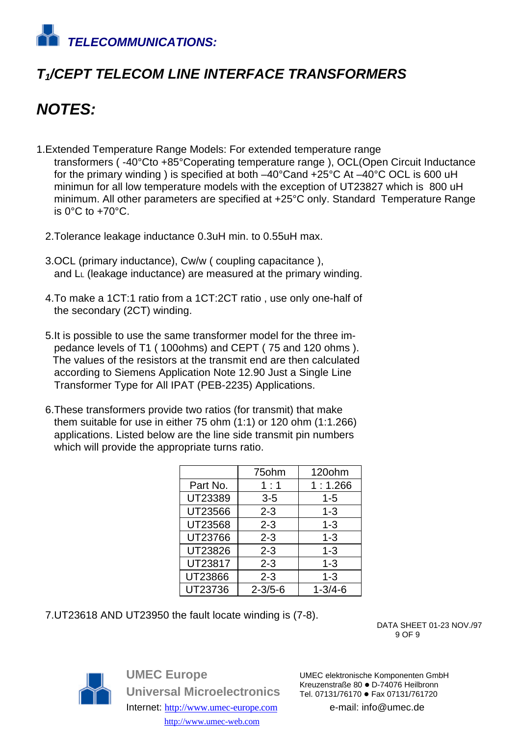# TELECOMMUNICATIONS:

## $T_1$/CEPT TELECOM LINE INTERFACE TRANSFORMERS

## NOTES:

1.Extended Temperature Range Models: For extended temperature range transformers ( -40°Cto +85°Coperating temperature range ), OCL(Open Circuit Inductance for the primary winding ) is specified at both –40°Cand +25°C At –40°C OCL is 600 uH minimun for all low temperature models with the exception of UT23827 which is 800 uH minimum. All other parameters are specified at +25°C only. Standard Temperature Range is 0°C to +70°C.

2.Tolerance leakage inductance 0.3uH min. to 0.55uH max.

3.OCL (primary inductance), Cw/w ( coupling capacitance ), and $L_L$ (leakage inductance) are measured at the primary winding.

4.To make a 1CT:1 ratio from a 1CT:2CT ratio , use only one-half of the secondary (2CT) winding.

5.It is possible to use the same transformer model for the three impedance levels of T1 ( 100ohms) and CEPT ( 75 and 120 ohms ). The values of the resistors at the transmit end are then calculated according to Siemens Application Note 12.90 Just a Single Line Transformer Type for All IPAT (PEB-2235) Applications.

6.These transformers provide two ratios (for transmit) that make them suitable for use in either 75 ohm (1:1) or 120 ohm (1:1.266) applications. Listed below are the line side transmit pin numbers which will provide the appropriate turns ratio.

| | 75ohm | 120ohm |
|---|---|---|
| Part No. | 1 : 1 | 1 : 1.266 |
| UT23389 | 3-5 | 1-5 |
| UT23566 | 2-3 | 1-3 |
| UT23568 | 2-3 | 1-3 |
| UT23766 | 2-3 | 1-3 |
| UT23826 | 2-3 | 1-3 |
| UT23817 | 2-3 | 1-3 |
| UT23866 | 2-3 | 1-3 |
| UT23736 | 2-3/5-6 | 1-3/4-6 |

7.UT23618 AND UT23950 the fault locate winding is (7-8).

DATA SHEET 01-23 NOV./97

**UMEC Europe**
**Universal Microelectronics**
Internet: http://www.umec-europe.com
http://www.umec-web.com

UMEC elektronische Komponenten GmbH
Kreuzenstraße 80 ● D-74076 Heilbronn
Tel. 07131/76170 ● Fax 07131/761720
e-mail: info@umec.de